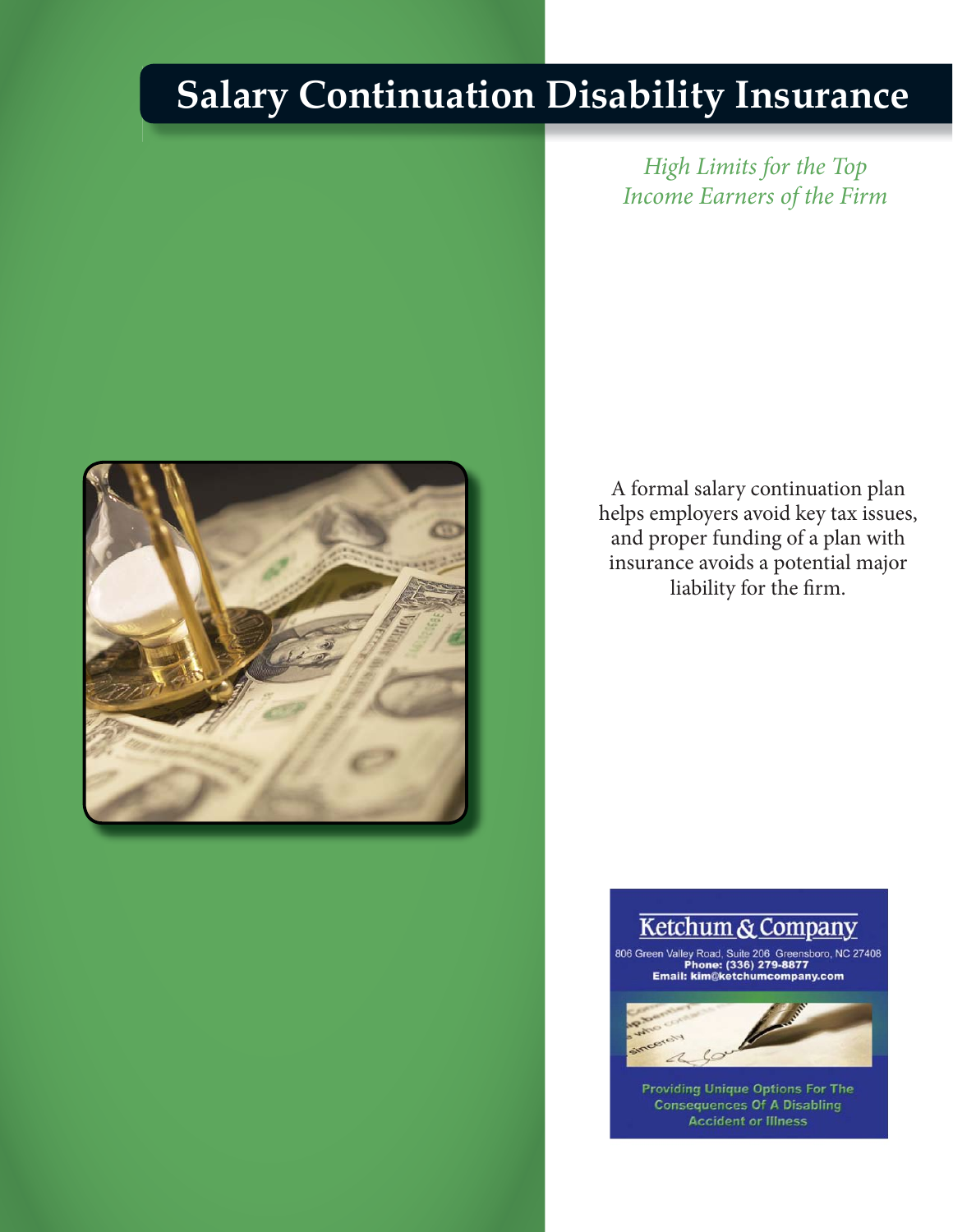# Salary Continuation Disability Insurance

*High Limits for the Top Income Earners of the Firm*

A formal salary continuation plan helps employers avoid key tax issues, and proper funding of a plan with insurance avoids a potential major liability for the firm.

**Ketchum & Company**

806 Green Valley Road, Suite 206 Greensboro, NC 27408
**Phone: (336) 279-8877**
**Email: kim@ketchumcompany.com**

**Providing Unique Options For The Consequences Of A Disabling Accident or Illness**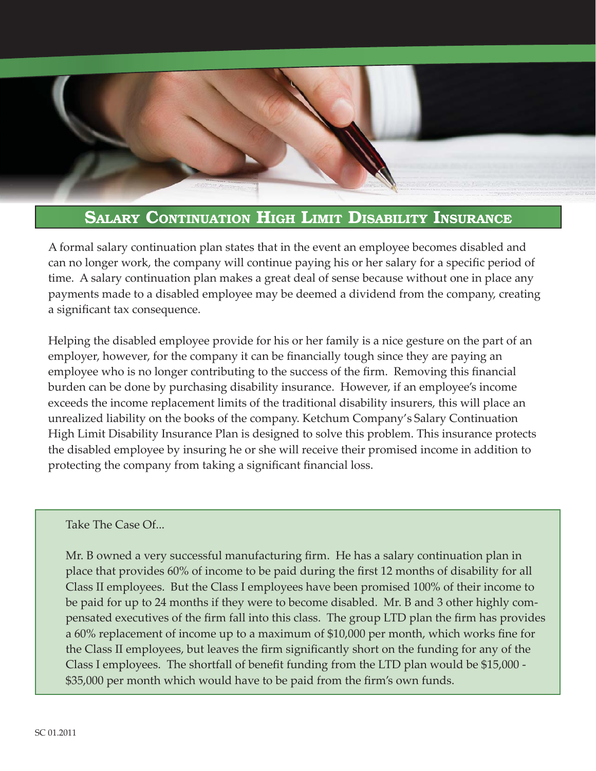## Salary Continuation High Limit Disability Insurance

A formal salary continuation plan states that in the event an employee becomes disabled and can no longer work, the company will continue paying his or her salary for a specific period of time. A salary continuation plan makes a great deal of sense because without one in place any payments made to a disabled employee may be deemed a dividend from the company, creating a significant tax consequence.

Helping the disabled employee provide for his or her family is a nice gesture on the part of an employer, however, for the company it can be financially tough since they are paying an employee who is no longer contributing to the success of the firm. Removing this financial burden can be done by purchasing disability insurance. However, if an employee's income exceeds the income replacement limits of the traditional disability insurers, this will place an unrealized liability on the books of the company. Ketchum Company's Salary Continuation High Limit Disability Insurance Plan is designed to solve this problem. This insurance protects the disabled employee by insuring he or she will receive their promised income in addition to protecting the company from taking a significant financial loss.

Take The Case Of...

Mr. B owned a very successful manufacturing firm. He has a salary continuation plan in place that provides 60% of income to be paid during the first 12 months of disability for all Class II employees. But the Class I employees have been promised 100% of their income to be paid for up to 24 months if they were to become disabled. Mr. B and 3 other highly compensated executives of the firm fall into this class. The group LTD plan the firm has provides a 60% replacement of income up to a maximum of $10,000 per month, which works fine for the Class II employees, but leaves the firm significantly short on the funding for any of the Class I employees. The shortfall of benefit funding from the LTD plan would be $15,000 - $35,000 per month which would have to be paid from the firm's own funds.

SC 01.2011